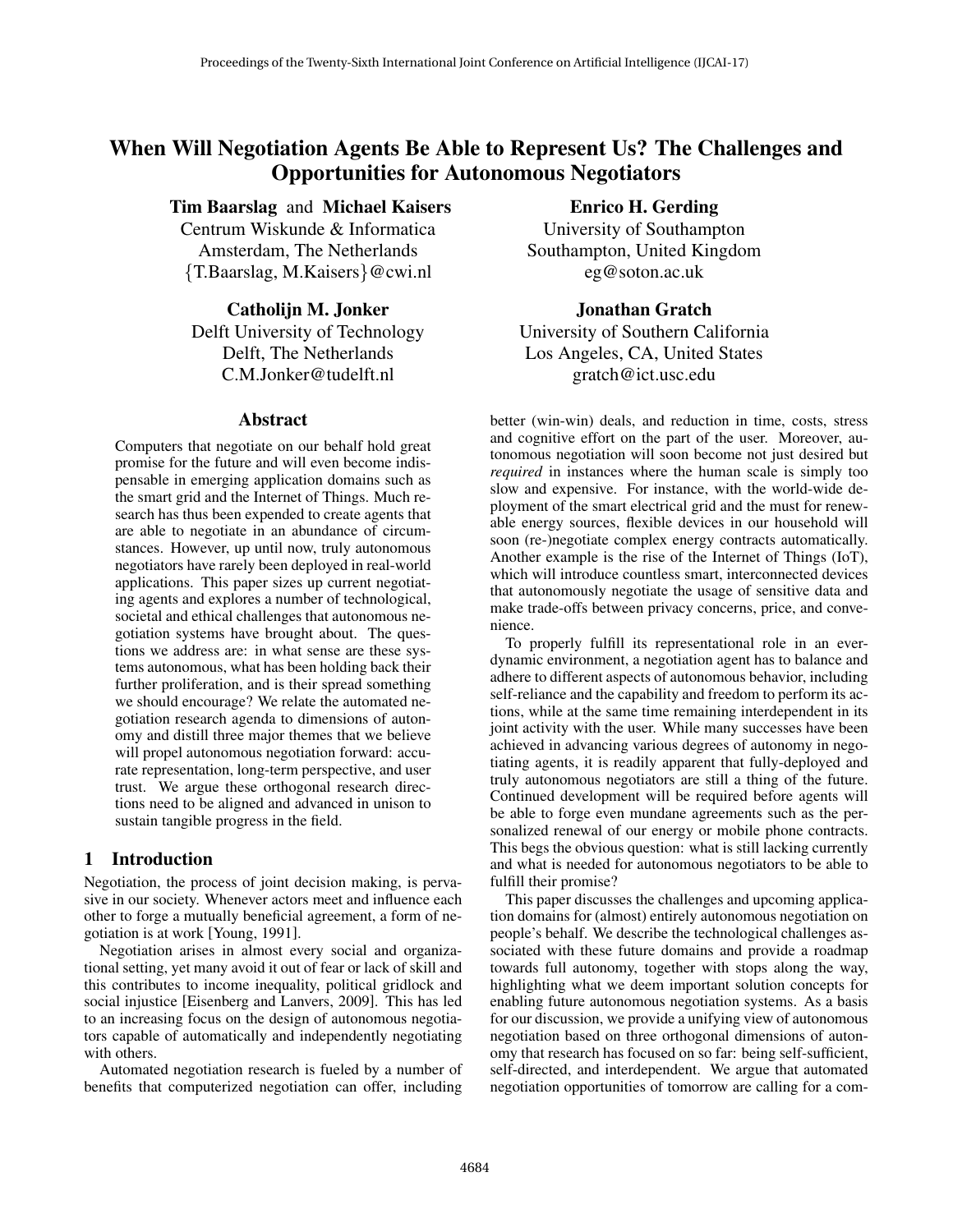# When Will Negotiation Agents Be Able to Represent Us? The Challenges and Opportunities for Autonomous Negotiators

**Tim Baarslag** and **Michael Kaisers**
Centrum Wiskunde & Informatica
Amsterdam, The Netherlands
{T.Baarslag, M.Kaisers}@cwi.nl

**Enrico H. Gerding**
University of Southampton
Southampton, United Kingdom
eg@soton.ac.uk

**Catholijn M. Jonker**
Delft University of Technology
Delft, The Netherlands
C.M.Jonker@tudelft.nl

**Jonathan Gratch**
University of Southern California
Los Angeles, CA, United States
gratch@ict.usc.edu

## Abstract

Computers that negotiate on our behalf hold great promise for the future and will even become indispensable in emerging application domains such as the smart grid and the Internet of Things. Much research has thus been expended to create agents that are able to negotiate in an abundance of circumstances. However, up until now, truly autonomous negotiators have rarely been deployed in real-world applications. This paper sizes up current negotiating agents and explores a number of technological, societal and ethical challenges that autonomous negotiation systems have brought about. The questions we address are: in what sense are these systems autonomous, what has been holding back their further proliferation, and is their spread something we should encourage? We relate the automated negotiation research agenda to dimensions of autonomy and distill three major themes that we believe will propel autonomous negotiation forward: accurate representation, long-term perspective, and user trust. We argue these orthogonal research directions need to be aligned and advanced in unison to sustain tangible progress in the field.

## 1 Introduction

Negotiation, the process of joint decision making, is pervasive in our society. Whenever actors meet and influence each other to forge a mutually beneficial agreement, a form of negotiation is at work [Young, 1991].

Negotiation arises in almost every social and organizational setting, yet many avoid it out of fear or lack of skill and this contributes to income inequality, political gridlock and social injustice [Eisenberg and Lanvers, 2009]. This has led to an increasing focus on the design of autonomous negotiators capable of automatically and independently negotiating with others.

Automated negotiation research is fueled by a number of benefits that computerized negotiation can offer, including better (win-win) deals, and reduction in time, costs, stress and cognitive effort on the part of the user. Moreover, autonomous negotiation will soon become not just desired but *required* in instances where the human scale is simply too slow and expensive. For instance, with the world-wide deployment of the smart electrical grid and the must for renewable energy sources, flexible devices in our household will soon (re-)negotiate complex energy contracts automatically. Another example is the rise of the Internet of Things (IoT), which will introduce countless smart, interconnected devices that autonomously negotiate the usage of sensitive data and make trade-offs between privacy concerns, price, and convenience.

To properly fulfill its representational role in an ever-dynamic environment, a negotiation agent has to balance and adhere to different aspects of autonomous behavior, including self-reliance and the capability and freedom to perform its actions, while at the same time remaining interdependent in its joint activity with the user. While many successes have been achieved in advancing various degrees of autonomy in negotiating agents, it is readily apparent that fully-deployed and truly autonomous negotiators are still a thing of the future. Continued development will be required before agents will be able to forge even mundane agreements such as the personalized renewal of our energy or mobile phone contracts. This begs the obvious question: what is still lacking currently and what is needed for autonomous negotiators to be able to fulfill their promise?

This paper discusses the challenges and upcoming application domains for (almost) entirely autonomous negotiation on people's behalf. We describe the technological challenges associated with these future domains and provide a roadmap towards full autonomy, together with stops along the way, highlighting what we deem important solution concepts for enabling future autonomous negotiation systems. As a basis for our discussion, we provide a unifying view of autonomous negotiation based on three orthogonal dimensions of autonomy that research has focused on so far: being self-sufficient, self-directed, and interdependent. We argue that automated negotiation opportunities of tomorrow are calling for a com-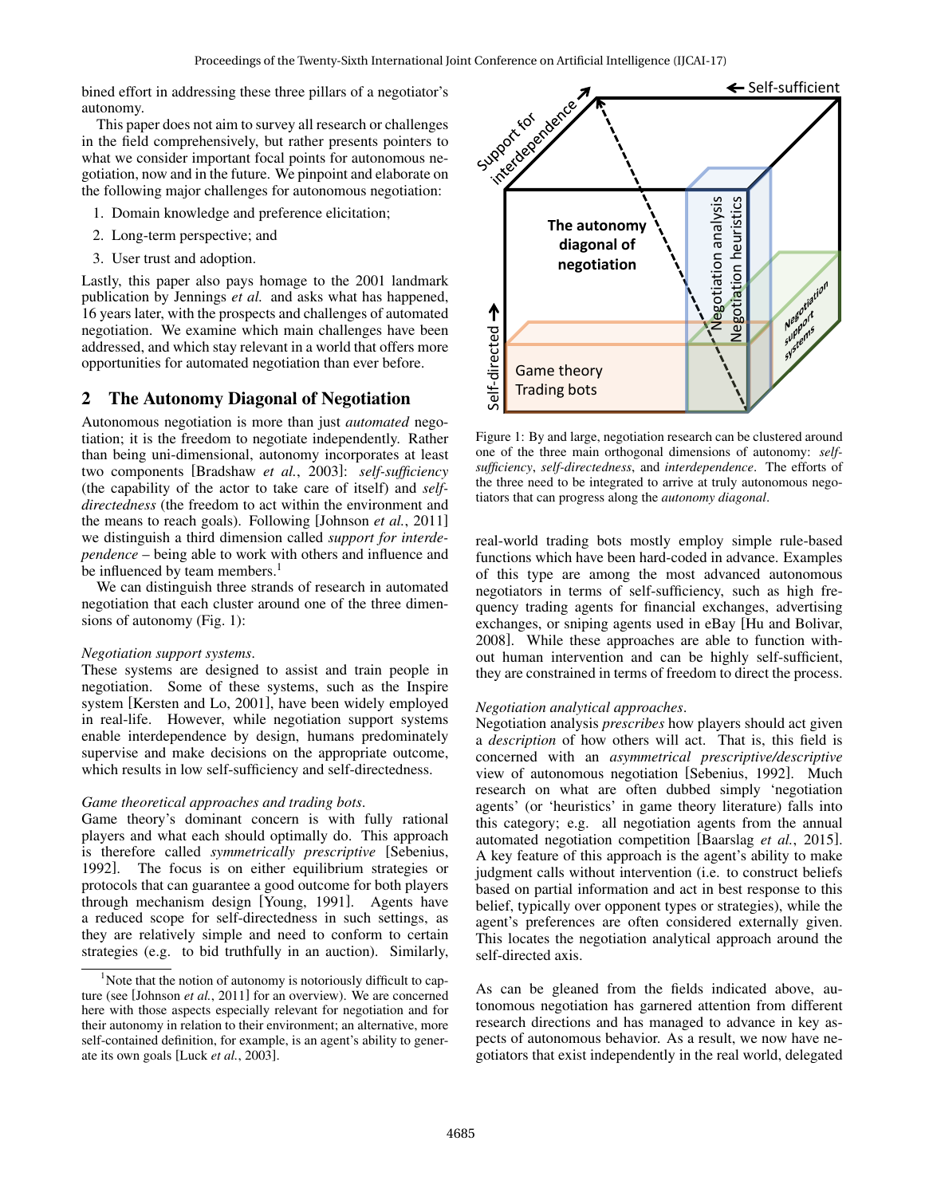bined effort in addressing these three pillars of a negotiator's autonomy.

This paper does not aim to survey all research or challenges in the field comprehensively, but rather presents pointers to what we consider important focal points for autonomous negotiation, now and in the future. We pinpoint and elaborate on the following major challenges for autonomous negotiation:

1. Domain knowledge and preference elicitation;
2. Long-term perspective; and
3. User trust and adoption.

Lastly, this paper also pays homage to the 2001 landmark publication by Jennings *et al.* and asks what has happened, 16 years later, with the prospects and challenges of automated negotiation. We examine which main challenges have been addressed, and which stay relevant in a world that offers more opportunities for automated negotiation than ever before.

## 2 The Autonomy Diagonal of Negotiation

Autonomous negotiation is more than just *automated* negotiation; it is the freedom to negotiate independently. Rather than being uni-dimensional, autonomy incorporates at least two components [Bradshaw *et al.*, 2003]: *self-sufficiency* (the capability of the actor to take care of itself) and *self-directedness* (the freedom to act within the environment and the means to reach goals). Following [Johnson *et al.*, 2011] we distinguish a third dimension called *support for interdependence* – being able to work with others and influence and be influenced by team members.[1]

We can distinguish three strands of research in automated negotiation that each cluster around one of the three dimensions of autonomy (Fig. 1):

*Negotiation support systems.*
These systems are designed to assist and train people in negotiation. Some of these systems, such as the Inspire system [Kersten and Lo, 2001], have been widely employed in real-life. However, while negotiation support systems enable interdependence by design, humans predominately supervise and make decisions on the appropriate outcome, which results in low self-sufficiency and self-directedness.

*Game theoretical approaches and trading bots.*
Game theory's dominant concern is with fully rational players and what each should optimally do. This approach is therefore called *symmetrically prescriptive* [Sebenius, 1992]. The focus is on either equilibrium strategies or protocols that can guarantee a good outcome for both players through mechanism design [Young, 1991]. Agents have a reduced scope for self-directedness in such settings, as they are relatively simple and need to conform to certain strategies (e.g. to bid truthfully in an auction). Similarly, real-world trading bots mostly employ simple rule-based functions which have been hard-coded in advance. Examples of this type are among the most advanced autonomous negotiators in terms of self-sufficiency, such as high frequency trading agents for financial exchanges, advertising exchanges, or sniping agents used in eBay [Hu and Bolivar, 2008]. While these approaches are able to function without human intervention and can be highly self-sufficient, they are constrained in terms of freedom to direct the process.

Figure 1: By and large, negotiation research can be clustered around one of the three main orthogonal dimensions of autonomy: *self-sufficiency*, *self-directedness*, and *interdependence*. The efforts of the three need to be integrated to arrive at truly autonomous negotiators that can progress along the *autonomy diagonal*.

*Negotiation analytical approaches.*
Negotiation analysis *prescribes* how players should act given a *description* of how others will act. That is, this field is concerned with an *asymmetrical prescriptive/descriptive* view of autonomous negotiation [Sebenius, 1992]. Much research on what are often dubbed simply 'negotiation agents' (or 'heuristics' in game theory literature) falls into this category; e.g. all negotiation agents from the annual automated negotiation competition [Baarslag *et al.*, 2015]. A key feature of this approach is the agent's ability to make judgment calls without intervention (i.e. to construct beliefs based on partial information and act in best response to this belief, typically over opponent types or strategies), while the agent's preferences are often considered externally given. This locates the negotiation analytical approach around the self-directed axis.

As can be gleaned from the fields indicated above, autonomous negotiation has garnered attention from different research directions and has managed to advance in key aspects of autonomous behavior. As a result, we now have negotiators that exist independently in the real world, delegated

[1] Note that the notion of autonomy is notoriously difficult to capture (see [Johnson *et al.*, 2011] for an overview). We are concerned here with those aspects especially relevant for negotiation and for their autonomy in relation to their environment; an alternative, more self-contained definition, for example, is an agent's ability to generate its own goals [Luck *et al.*, 2003].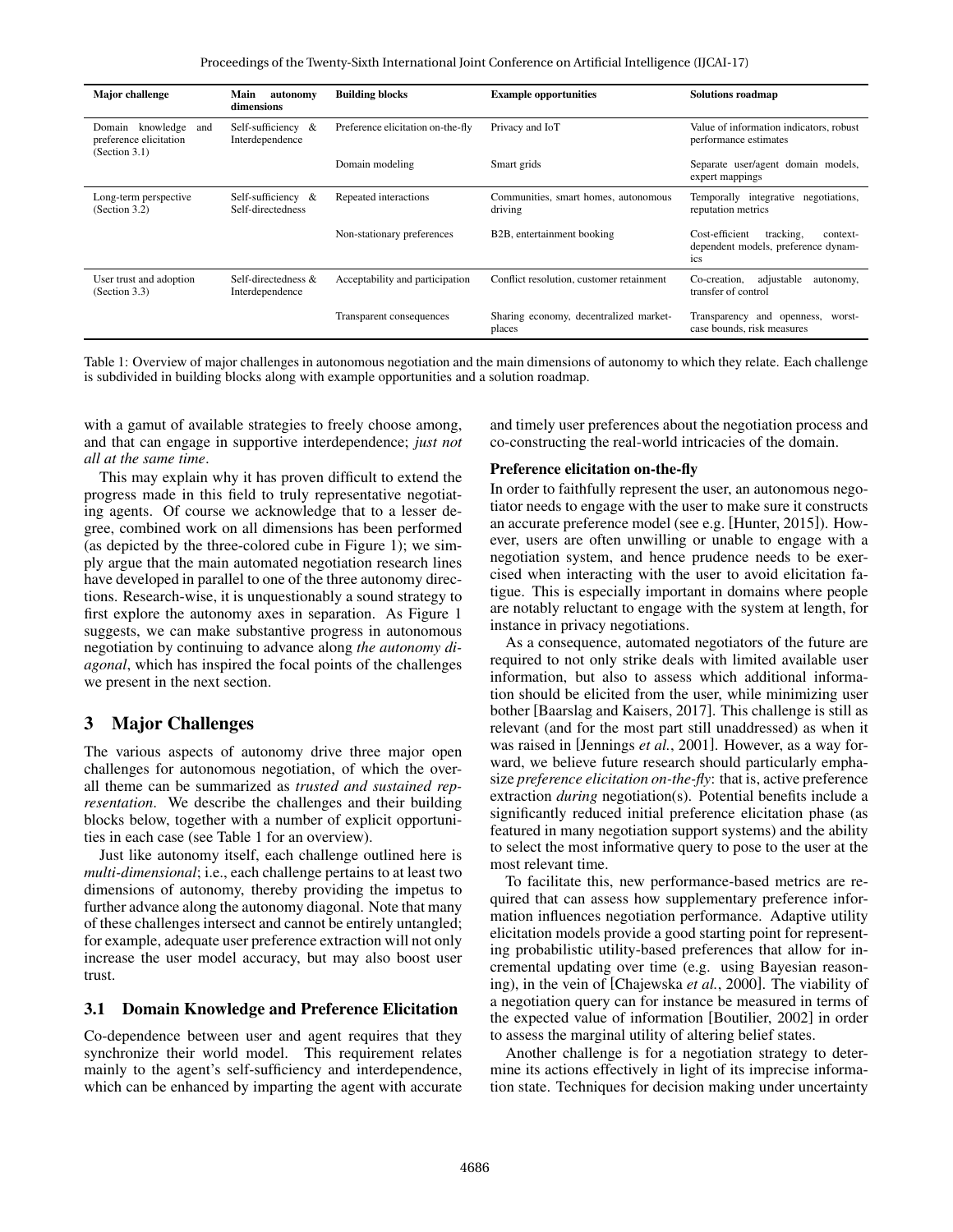| Major challenge | Main autonomy dimensions | Building blocks | Example opportunities | Solutions roadmap |
|---|---|---|---|---|
| Domain knowledge and preference elicitation (Section 3.1) | Self-sufficiency & Interdependence | Preference elicitation on-the-fly | Privacy and IoT | Value of information indicators, robust performance estimates |
| | | Domain modeling | Smart grids | Separate user/agent domain models, expert mappings |
| Long-term perspective (Section 3.2) | Self-sufficiency & Self-directedness | Repeated interactions | Communities, smart homes, autonomous driving | Temporally integrative negotiations, reputation metrics |
| | | Non-stationary preferences | B2B, entertainment booking | Cost-efficient tracking, context-dependent models, preference dynamics |
| User trust and adoption (Section 3.3) | Self-directedness & Interdependence | Acceptability and participation | Conflict resolution, customer retainment | Co-creation, adjustable autonomy, transfer of control |
| | | Transparent consequences | Sharing economy, decentralized marketplaces | Transparency and openness, worst-case bounds, risk measures |

Table 1: Overview of major challenges in autonomous negotiation and the main dimensions of autonomy to which they relate. Each challenge is subdivided in building blocks along with example opportunities and a solution roadmap.

with a gamut of available strategies to freely choose among, and that can engage in supportive interdependence; *just not all at the same time*.

This may explain why it has proven difficult to extend the progress made in this field to truly representative negotiating agents. Of course we acknowledge that to a lesser degree, combined work on all dimensions has been performed (as depicted by the three-colored cube in Figure 1); we simply argue that the main automated negotiation research lines have developed in parallel to one of the three autonomy directions. Research-wise, it is unquestionably a sound strategy to first explore the autonomy axes in separation. As Figure 1 suggests, we can make substantive progress in autonomous negotiation by continuing to advance along *the autonomy diagonal*, which has inspired the focal points of the challenges we present in the next section.

## 3 Major Challenges

The various aspects of autonomy drive three major open challenges for autonomous negotiation, of which the overall theme can be summarized as *trusted and sustained representation*. We describe the challenges and their building blocks below, together with a number of explicit opportunities in each case (see Table 1 for an overview).

Just like autonomy itself, each challenge outlined here is *multi-dimensional*; i.e., each challenge pertains to at least two dimensions of autonomy, thereby providing the impetus to further advance along the autonomy diagonal. Note that many of these challenges intersect and cannot be entirely untangled; for example, adequate user preference extraction will not only increase the user model accuracy, but may also boost user trust.

### 3.1 Domain Knowledge and Preference Elicitation

Co-dependence between user and agent requires that they synchronize their world model. This requirement relates mainly to the agent's self-sufficiency and interdependence, which can be enhanced by imparting the agent with accurate and timely user preferences about the negotiation process and co-constructing the real-world intricacies of the domain.

#### Preference elicitation on-the-fly

In order to faithfully represent the user, an autonomous negotiator needs to engage with the user to make sure it constructs an accurate preference model (see e.g. [Hunter, 2015]). However, users are often unwilling or unable to engage with a negotiation system, and hence prudence needs to be exercised when interacting with the user to avoid elicitation fatigue. This is especially important in domains where people are notably reluctant to engage with the system at length, for instance in privacy negotiations.

As a consequence, automated negotiators of the future are required to not only strike deals with limited available user information, but also to assess which additional information should be elicited from the user, while minimizing user bother [Baarslag and Kaisers, 2017]. This challenge is still as relevant (and for the most part still unaddressed) as when it was raised in [Jennings *et al.*, 2001]. However, as a way forward, we believe future research should particularly emphasize *preference elicitation on-the-fly*: that is, active preference extraction *during* negotiation(s). Potential benefits include a significantly reduced initial preference elicitation phase (as featured in many negotiation support systems) and the ability to select the most informative query to pose to the user at the most relevant time.

To facilitate this, new performance-based metrics are required that can assess how supplementary preference information influences negotiation performance. Adaptive utility elicitation models provide a good starting point for representing probabilistic utility-based preferences that allow for incremental updating over time (e.g. using Bayesian reasoning), in the vein of [Chajewska *et al.*, 2000]. The viability of a negotiation query can for instance be measured in terms of the expected value of information [Boutilier, 2002] in order to assess the marginal utility of altering belief states.

Another challenge is for a negotiation strategy to determine its actions effectively in light of its imprecise information state. Techniques for decision making under uncertainty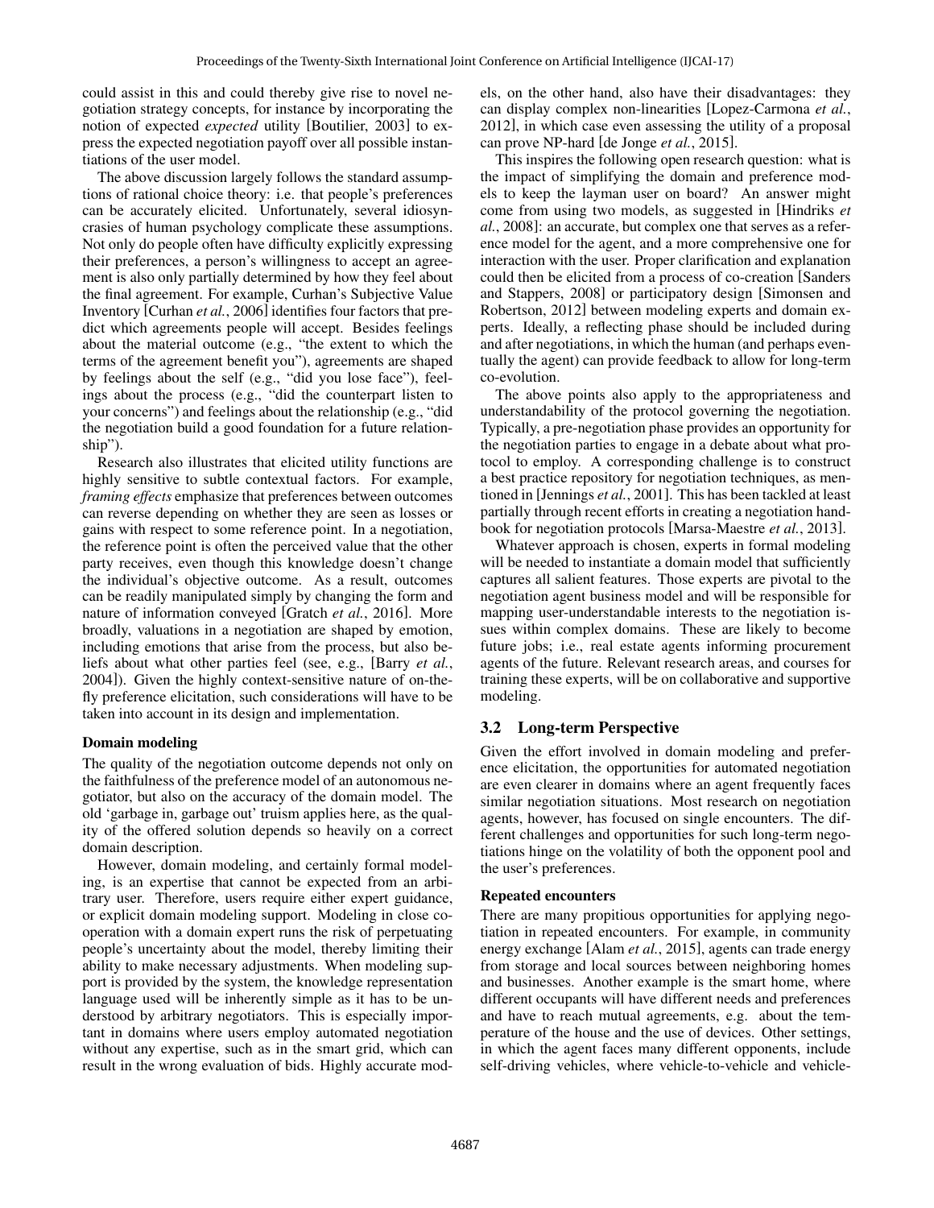could assist in this and could thereby give rise to novel negotiation strategy concepts, for instance by incorporating the notion of expected *expected* utility [Boutilier, 2003] to express the expected negotiation payoff over all possible instantiations of the user model.

The above discussion largely follows the standard assumptions of rational choice theory: i.e. that people's preferences can be accurately elicited. Unfortunately, several idiosyncrasies of human psychology complicate these assumptions. Not only do people often have difficulty explicitly expressing their preferences, a person's willingness to accept an agreement is also only partially determined by how they feel about the final agreement. For example, Curhan's Subjective Value Inventory [Curhan *et al.*, 2006] identifies four factors that predict which agreements people will accept. Besides feelings about the material outcome (e.g., "the extent to which the terms of the agreement benefit you"), agreements are shaped by feelings about the self (e.g., "did you lose face"), feelings about the process (e.g., "did the counterpart listen to your concerns") and feelings about the relationship (e.g., "did the negotiation build a good foundation for a future relationship").

Research also illustrates that elicited utility functions are highly sensitive to subtle contextual factors. For example, *framing effects* emphasize that preferences between outcomes can reverse depending on whether they are seen as losses or gains with respect to some reference point. In a negotiation, the reference point is often the perceived value that the other party receives, even though this knowledge doesn't change the individual's objective outcome. As a result, outcomes can be readily manipulated simply by changing the form and nature of information conveyed [Gratch *et al.*, 2016]. More broadly, valuations in a negotiation are shaped by emotion, including emotions that arise from the process, but also beliefs about what other parties feel (see, e.g., [Barry *et al.*, 2004]). Given the highly context-sensitive nature of on-the-fly preference elicitation, such considerations will have to be taken into account in its design and implementation.

#### Domain modeling

The quality of the negotiation outcome depends not only on the faithfulness of the preference model of an autonomous negotiator, but also on the accuracy of the domain model. The old 'garbage in, garbage out' truism applies here, as the quality of the offered solution depends so heavily on a correct domain description.

However, domain modeling, and certainly formal modeling, is an expertise that cannot be expected from an arbitrary user. Therefore, users require either expert guidance, or explicit domain modeling support. Modeling in close cooperation with a domain expert runs the risk of perpetuating people's uncertainty about the model, thereby limiting their ability to make necessary adjustments. When modeling support is provided by the system, the knowledge representation language used will be inherently simple as it has to be understood by arbitrary negotiators. This is especially important in domains where users employ automated negotiation without any expertise, such as in the smart grid, which can result in the wrong evaluation of bids. Highly accurate models, on the other hand, also have their disadvantages: they can display complex non-linearities [Lopez-Carmona *et al.*, 2012], in which case even assessing the utility of a proposal can prove NP-hard [de Jonge *et al.*, 2015].

This inspires the following open research question: what is the impact of simplifying the domain and preference models to keep the layman user on board? An answer might come from using two models, as suggested in [Hindriks *et al.*, 2008]: an accurate, but complex one that serves as a reference model for the agent, and a more comprehensive one for interaction with the user. Proper clarification and explanation could then be elicited from a process of co-creation [Sanders and Stappers, 2008] or participatory design [Simonsen and Robertson, 2012] between modeling experts and domain experts. Ideally, a reflecting phase should be included during and after negotiations, in which the human (and perhaps eventually the agent) can provide feedback to allow for long-term co-evolution.

The above points also apply to the appropriateness and understandability of the protocol governing the negotiation. Typically, a pre-negotiation phase provides an opportunity for the negotiation parties to engage in a debate about what protocol to employ. A corresponding challenge is to construct a best practice repository for negotiation techniques, as mentioned in [Jennings *et al.*, 2001]. This has been tackled at least partially through recent efforts in creating a negotiation handbook for negotiation protocols [Marsa-Maestre *et al.*, 2013].

Whatever approach is chosen, experts in formal modeling will be needed to instantiate a domain model that sufficiently captures all salient features. Those experts are pivotal to the negotiation agent business model and will be responsible for mapping user-understandable interests to the negotiation issues within complex domains. These are likely to become future jobs; i.e., real estate agents informing procurement agents of the future. Relevant research areas, and courses for training these experts, will be on collaborative and supportive modeling.

### 3.2 Long-term Perspective

Given the effort involved in domain modeling and preference elicitation, the opportunities for automated negotiation are even clearer in domains where an agent frequently faces similar negotiation situations. Most research on negotiation agents, however, has focused on single encounters. The different challenges and opportunities for such long-term negotiations hinge on the volatility of both the opponent pool and the user's preferences.

#### Repeated encounters

There are many propitious opportunities for applying negotiation in repeated encounters. For example, in community energy exchange [Alam *et al.*, 2015], agents can trade energy from storage and local sources between neighboring homes and businesses. Another example is the smart home, where different occupants will have different needs and preferences and have to reach mutual agreements, e.g. about the temperature of the house and the use of devices. Other settings, in which the agent faces many different opponents, include self-driving vehicles, where vehicle-to-vehicle and vehicle-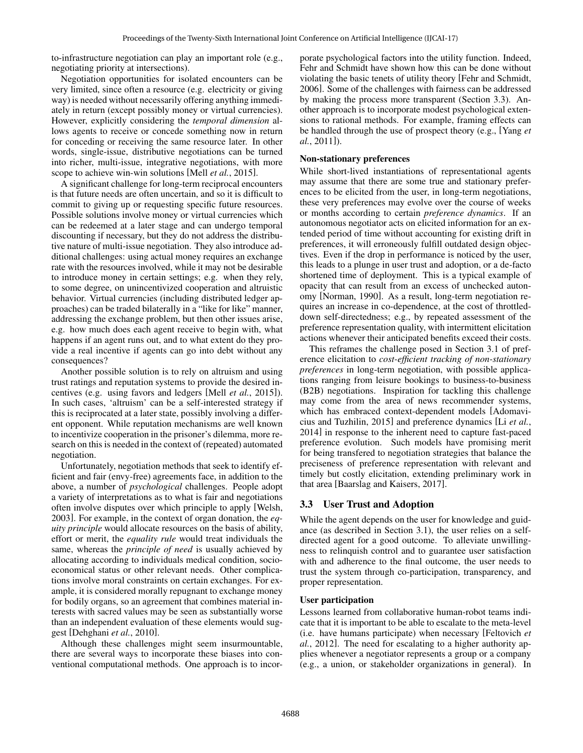to-infrastructure negotiation can play an important role (e.g., negotiating priority at intersections).

Negotiation opportunities for isolated encounters can be very limited, since often a resource (e.g. electricity or giving way) is needed without necessarily offering anything immediately in return (except possibly money or virtual currencies). However, explicitly considering the *temporal dimension* allows agents to receive or concede something now in return for conceding or receiving the same resource later. In other words, single-issue, distributive negotiations can be turned into richer, multi-issue, integrative negotiations, with more scope to achieve win-win solutions [Mell *et al.*, 2015].

A significant challenge for long-term reciprocal encounters is that future needs are often uncertain, and so it is difficult to commit to giving up or requesting specific future resources. Possible solutions involve money or virtual currencies which can be redeemed at a later stage and can undergo temporal discounting if necessary, but they do not address the distributive nature of multi-issue negotiation. They also introduce additional challenges: using actual money requires an exchange rate with the resources involved, while it may not be desirable to introduce money in certain settings; e.g. when they rely, to some degree, on unincentivized cooperation and altruistic behavior. Virtual currencies (including distributed ledger approaches) can be traded bilaterally in a "like for like" manner, addressing the exchange problem, but then other issues arise, e.g. how much does each agent receive to begin with, what happens if an agent runs out, and to what extent do they provide a real incentive if agents can go into debt without any consequences?

Another possible solution is to rely on altruism and using trust ratings and reputation systems to provide the desired incentives (e.g. using favors and ledgers [Mell *et al.*, 2015]). In such cases, 'altruism' can be a self-interested strategy if this is reciprocated at a later state, possibly involving a different opponent. While reputation mechanisms are well known to incentivize cooperation in the prisoner's dilemma, more research on this is needed in the context of (repeated) automated negotiation.

Unfortunately, negotiation methods that seek to identify efficient and fair (envy-free) agreements face, in addition to the above, a number of *psychological* challenges. People adopt a variety of interpretations as to what is fair and negotiations often involve disputes over which principle to apply [Welsh, 2003]. For example, in the context of organ donation, the *equity principle* would allocate resources on the basis of ability, effort or merit, the *equality rule* would treat individuals the same, whereas the *principle of need* is usually achieved by allocating according to individuals medical condition, socioeconomical status or other relevant needs. Other complications involve moral constraints on certain exchanges. For example, it is considered morally repugnant to exchange money for bodily organs, so an agreement that combines material interests with sacred values may be seen as substantially worse than an independent evaluation of these elements would suggest [Dehghani *et al.*, 2010].

Although these challenges might seem insurmountable, there are several ways to incorporate these biases into conventional computational methods. One approach is to incorporate psychological factors into the utility function. Indeed, Fehr and Schmidt have shown how this can be done without violating the basic tenets of utility theory [Fehr and Schmidt, 2006]. Some of the challenges with fairness can be addressed by making the process more transparent (Section 3.3). Another approach is to incorporate modest psychological extensions to rational methods. For example, framing effects can be handled through the use of prospect theory (e.g., [Yang *et al.*, 2011]).

**Non-stationary preferences**

While short-lived instantiations of representational agents may assume that there are some true and stationary preferences to be elicited from the user, in long-term negotiations, these very preferences may evolve over the course of weeks or months according to certain *preference dynamics*. If an autonomous negotiator acts on elicited information for an extended period of time without accounting for existing drift in preferences, it will erroneously fulfill outdated design objectives. Even if the drop in performance is noticed by the user, this leads to a plunge in user trust and adoption, or a de-facto shortened time of deployment. This is a typical example of opacity that can result from an excess of unchecked autonomy [Norman, 1990]. As a result, long-term negotiation requires an increase in co-dependence, at the cost of throttled-down self-directedness; e.g., by repeated assessment of the preference representation quality, with intermittent elicitation actions whenever their anticipated benefits exceed their costs.

This reframes the challenge posed in Section 3.1 of preference elicitation to *cost-efficient tracking of non-stationary preferences* in long-term negotiation, with possible applications ranging from leisure bookings to business-to-business (B2B) negotiations. Inspiration for tackling this challenge may come from the area of news recommender systems, which has embraced context-dependent models [Adomavicius and Tuzhilin, 2015] and preference dynamics [Li *et al.*, 2014] in response to the inherent need to capture fast-paced preference evolution. Such models have promising merit for being transfered to negotiation strategies that balance the preciseness of preference representation with relevant and timely but costly elicitation, extending preliminary work in that area [Baarslag and Kaisers, 2017].

### 3.3 User Trust and Adoption

While the agent depends on the user for knowledge and guidance (as described in Section 3.1), the user relies on a self-directed agent for a good outcome. To alleviate unwillingness to relinquish control and to guarantee user satisfaction with and adherence to the final outcome, the user needs to trust the system through co-participation, transparency, and proper representation.

**User participation**

Lessons learned from collaborative human-robot teams indicate that it is important to be able to escalate to the meta-level (i.e. have humans participate) when necessary [Feltovich *et al.*, 2012]. The need for escalating to a higher authority applies whenever a negotiator represents a group or a company (e.g., a union, or stakeholder organizations in general). In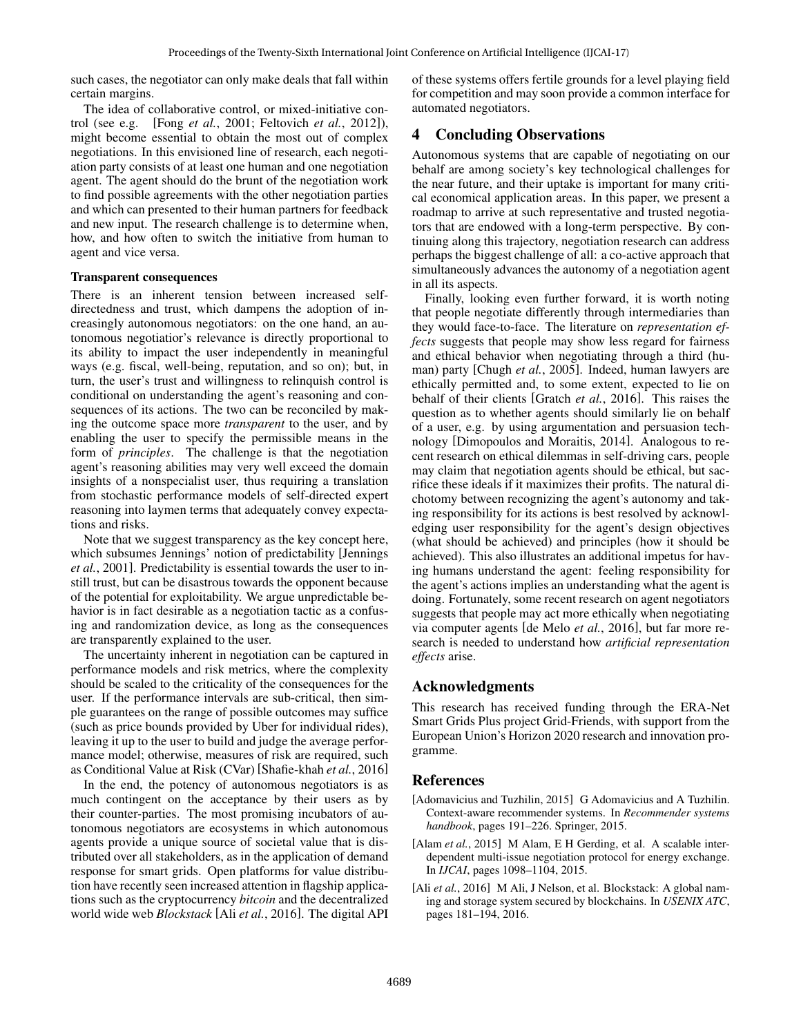such cases, the negotiator can only make deals that fall within certain margins.

The idea of collaborative control, or mixed-initiative control (see e.g. [Fong *et al.*, 2001; Feltovich *et al.*, 2012]), might become essential to obtain the most out of complex negotiations. In this envisioned line of research, each negotiation party consists of at least one human and one negotiation agent. The agent should do the brunt of the negotiation work to find possible agreements with the other negotiation parties and which can presented to their human partners for feedback and new input. The research challenge is to determine when, how, and how often to switch the initiative from human to agent and vice versa.

**Transparent consequences**

There is an inherent tension between increased self-directedness and trust, which dampens the adoption of increasingly autonomous negotiators: on the one hand, an autonomous negotiatior's relevance is directly proportional to its ability to impact the user independently in meaningful ways (e.g. fiscal, well-being, reputation, and so on); but, in turn, the user's trust and willingness to relinquish control is conditional on understanding the agent's reasoning and consequences of its actions. The two can be reconciled by making the outcome space more *transparent* to the user, and by enabling the user to specify the permissible means in the form of *principles*. The challenge is that the negotiation agent's reasoning abilities may very well exceed the domain insights of a nonspecialist user, thus requiring a translation from stochastic performance models of self-directed expert reasoning into laymen terms that adequately convey expectations and risks.

Note that we suggest transparency as the key concept here, which subsumes Jennings' notion of predictability [Jennings *et al.*, 2001]. Predictability is essential towards the user to instill trust, but can be disastrous towards the opponent because of the potential for exploitability. We argue unpredictable behavior is in fact desirable as a negotiation tactic as a confusing and randomization device, as long as the consequences are transparently explained to the user.

The uncertainty inherent in negotiation can be captured in performance models and risk metrics, where the complexity should be scaled to the criticality of the consequences for the user. If the performance intervals are sub-critical, then simple guarantees on the range of possible outcomes may suffice (such as price bounds provided by Uber for individual rides), leaving it up to the user to build and judge the average performance model; otherwise, measures of risk are required, such as Conditional Value at Risk (CVar) [Shafie-khah *et al.*, 2016]

In the end, the potency of autonomous negotiators is as much contingent on the acceptance by their users as by their counter-parties. The most promising incubators of autonomous negotiators are ecosystems in which autonomous agents provide a unique source of societal value that is distributed over all stakeholders, as in the application of demand response for smart grids. Open platforms for value distribution have recently seen increased attention in flagship applications such as the cryptocurrency *bitcoin* and the decentralized world wide web *Blockstack* [Ali *et al.*, 2016]. The digital API of these systems offers fertile grounds for a level playing field for competition and may soon provide a common interface for automated negotiators.

## 4 Concluding Observations

Autonomous systems that are capable of negotiating on our behalf are among society's key technological challenges for the near future, and their uptake is important for many critical economical application areas. In this paper, we present a roadmap to arrive at such representative and trusted negotiators that are endowed with a long-term perspective. By continuing along this trajectory, negotiation research can address perhaps the biggest challenge of all: a co-active approach that simultaneously advances the autonomy of a negotiation agent in all its aspects.

Finally, looking even further forward, it is worth noting that people negotiate differently through intermediaries than they would face-to-face. The literature on *representation effects* suggests that people may show less regard for fairness and ethical behavior when negotiating through a third (human) party [Chugh *et al.*, 2005]. Indeed, human lawyers are ethically permitted and, to some extent, expected to lie on behalf of their clients [Gratch *et al.*, 2016]. This raises the question as to whether agents should similarly lie on behalf of a user, e.g. by using argumentation and persuasion technology [Dimopoulos and Moraitis, 2014]. Analogous to recent research on ethical dilemmas in self-driving cars, people may claim that negotiation agents should be ethical, but sacrifice these ideals if it maximizes their profits. The natural dichotomy between recognizing the agent's autonomy and taking responsibility for its actions is best resolved by acknowledging user responsibility for the agent's design objectives (what should be achieved) and principles (how it should be achieved). This also illustrates an additional impetus for having humans understand the agent: feeling responsibility for the agent's actions implies an understanding what the agent is doing. Fortunately, some recent research on agent negotiators suggests that people may act more ethically when negotiating via computer agents [de Melo *et al.*, 2016], but far more research is needed to understand how *artificial representation effects* arise.

## Acknowledgments

This research has received funding through the ERA-Net Smart Grids Plus project Grid-Friends, with support from the European Union's Horizon 2020 research and innovation programme.

## References

[Adomavicius and Tuzhilin, 2015] G Adomavicius and A Tuzhilin. Context-aware recommender systems. In *Recommender systems handbook*, pages 191–226. Springer, 2015.

[Alam *et al.*, 2015] M Alam, E H Gerding, et al. A scalable interdependent multi-issue negotiation protocol for energy exchange. In *IJCAI*, pages 1098–1104, 2015.

[Ali *et al.*, 2016] M Ali, J Nelson, et al. Blockstack: A global naming and storage system secured by blockchains. In *USENIX ATC*, pages 181–194, 2016.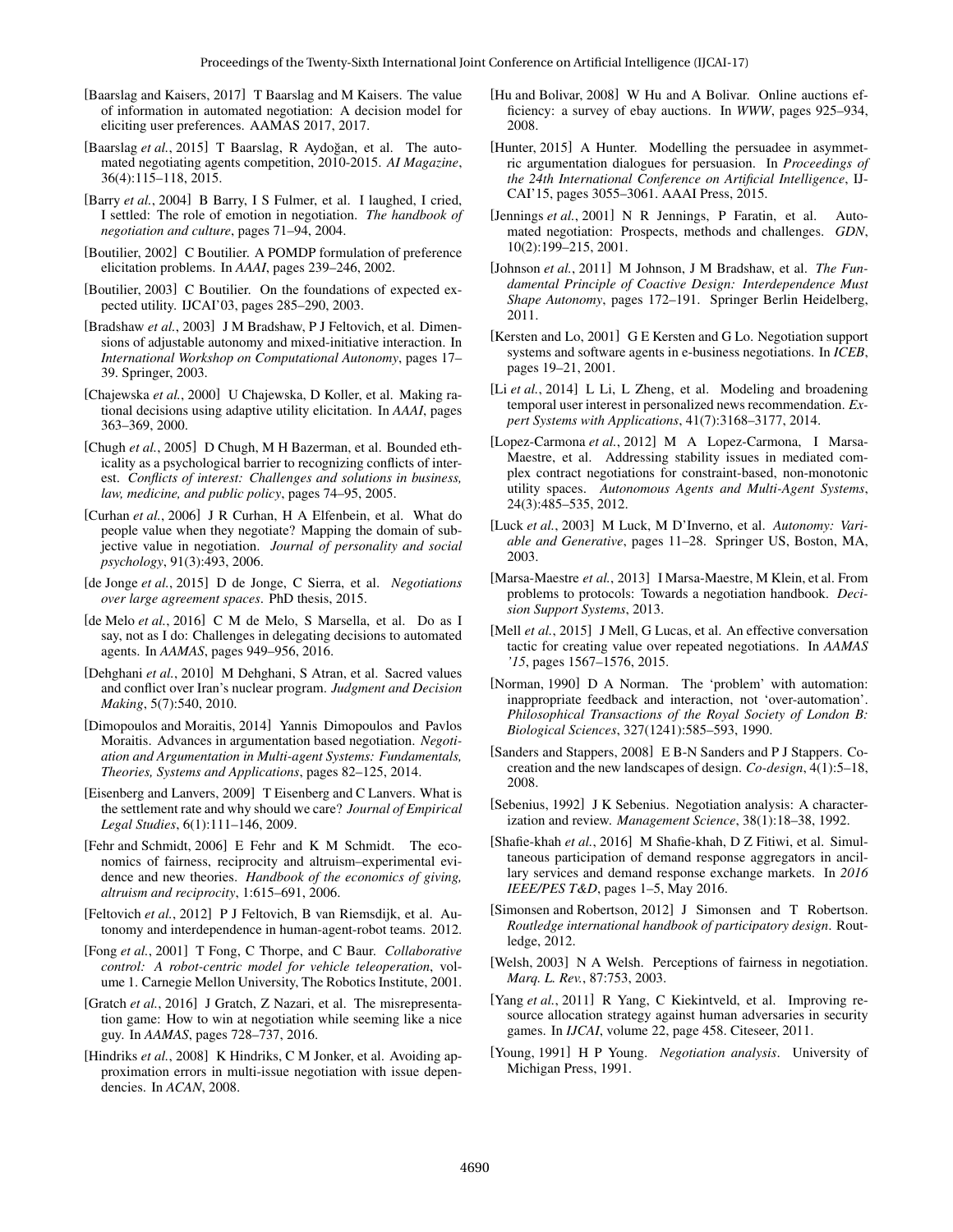[Baarslag and Kaisers, 2017] T Baarslag and M Kaisers. The value of information in automated negotiation: A decision model for eliciting user preferences. AAMAS 2017, 2017.

[Baarslag *et al.*, 2015] T Baarslag, R Aydoğan, et al. The automated negotiating agents competition, 2010-2015. *AI Magazine*, 36(4):115–118, 2015.

[Barry *et al.*, 2004] B Barry, I S Fulmer, et al. I laughed, I cried, I settled: The role of emotion in negotiation. *The handbook of negotiation and culture*, pages 71–94, 2004.

[Boutilier, 2002] C Boutilier. A POMDP formulation of preference elicitation problems. In *AAAI*, pages 239–246, 2002.

[Boutilier, 2003] C Boutilier. On the foundations of expected expected utility. IJCAI'03, pages 285–290, 2003.

[Bradshaw *et al.*, 2003] J M Bradshaw, P J Feltovich, et al. Dimensions of adjustable autonomy and mixed-initiative interaction. In *International Workshop on Computational Autonomy*, pages 17–39. Springer, 2003.

[Chajewska *et al.*, 2000] U Chajewska, D Koller, et al. Making rational decisions using adaptive utility elicitation. In *AAAI*, pages 363–369, 2000.

[Chugh *et al.*, 2005] D Chugh, M H Bazerman, et al. Bounded ethicality as a psychological barrier to recognizing conflicts of interest. *Conflicts of interest: Challenges and solutions in business, law, medicine, and public policy*, pages 74–95, 2005.

[Curhan *et al.*, 2006] J R Curhan, H A Elfenbein, et al. What do people value when they negotiate? Mapping the domain of subjective value in negotiation. *Journal of personality and social psychology*, 91(3):493, 2006.

[de Jonge *et al.*, 2015] D de Jonge, C Sierra, et al. *Negotiations over large agreement spaces*. PhD thesis, 2015.

[de Melo *et al.*, 2016] C M de Melo, S Marsella, et al. Do as I say, not as I do: Challenges in delegating decisions to automated agents. In *AAMAS*, pages 949–956, 2016.

[Dehghani *et al.*, 2010] M Dehghani, S Atran, et al. Sacred values and conflict over Iran's nuclear program. *Judgment and Decision Making*, 5(7):540, 2010.

[Dimopoulos and Moraitis, 2014] Yannis Dimopoulos and Pavlos Moraitis. Advances in argumentation based negotiation. *Negotiation and Argumentation in Multi-agent Systems: Fundamentals, Theories, Systems and Applications*, pages 82–125, 2014.

[Eisenberg and Lanvers, 2009] T Eisenberg and C Lanvers. What is the settlement rate and why should we care? *Journal of Empirical Legal Studies*, 6(1):111–146, 2009.

[Fehr and Schmidt, 2006] E Fehr and K M Schmidt. The economics of fairness, reciprocity and altruism–experimental evidence and new theories. *Handbook of the economics of giving, altruism and reciprocity*, 1:615–691, 2006.

[Feltovich *et al.*, 2012] P J Feltovich, B van Riemsdijk, et al. Autonomy and interdependence in human-agent-robot teams. 2012.

[Fong *et al.*, 2001] T Fong, C Thorpe, and C Baur. *Collaborative control: A robot-centric model for vehicle teleoperation*, volume 1. Carnegie Mellon University, The Robotics Institute, 2001.

[Gratch *et al.*, 2016] J Gratch, Z Nazari, et al. The misrepresentation game: How to win at negotiation while seeming like a nice guy. In *AAMAS*, pages 728–737, 2016.

[Hindriks *et al.*, 2008] K Hindriks, C M Jonker, et al. Avoiding approximation errors in multi-issue negotiation with issue dependencies. In *ACAN*, 2008.

[Hu and Bolivar, 2008] W Hu and A Bolivar. Online auctions efficiency: a survey of ebay auctions. In *WWW*, pages 925–934, 2008.

[Hunter, 2015] A Hunter. Modelling the persuadee in asymmetric argumentation dialogues for persuasion. In *Proceedings of the 24th International Conference on Artificial Intelligence*, IJCAI'15, pages 3055–3061. AAAI Press, 2015.

[Jennings *et al.*, 2001] N R Jennings, P Faratin, et al. Automated negotiation: Prospects, methods and challenges. *GDN*, 10(2):199–215, 2001.

[Johnson *et al.*, 2011] M Johnson, J M Bradshaw, et al. *The Fundamental Principle of Coactive Design: Interdependence Must Shape Autonomy*, pages 172–191. Springer Berlin Heidelberg, 2011.

[Kersten and Lo, 2001] G E Kersten and G Lo. Negotiation support systems and software agents in e-business negotiations. In *ICEB*, pages 19–21, 2001.

[Li *et al.*, 2014] L Li, L Zheng, et al. Modeling and broadening temporal user interest in personalized news recommendation. *Expert Systems with Applications*, 41(7):3168–3177, 2014.

[Lopez-Carmona *et al.*, 2012] M A Lopez-Carmona, I Marsa-Maestre, et al. Addressing stability issues in mediated complex contract negotiations for constraint-based, non-monotonic utility spaces. *Autonomous Agents and Multi-Agent Systems*, 24(3):485–535, 2012.

[Luck *et al.*, 2003] M Luck, M D'Inverno, et al. *Autonomy: Variable and Generative*, pages 11–28. Springer US, Boston, MA, 2003.

[Marsa-Maestre *et al.*, 2013] I Marsa-Maestre, M Klein, et al. From problems to protocols: Towards a negotiation handbook. *Decision Support Systems*, 2013.

[Mell *et al.*, 2015] J Mell, G Lucas, et al. An effective conversation tactic for creating value over repeated negotiations. In *AAMAS '15*, pages 1567–1576, 2015.

[Norman, 1990] D A Norman. The 'problem' with automation: inappropriate feedback and interaction, not 'over-automation'. *Philosophical Transactions of the Royal Society of London B: Biological Sciences*, 327(1241):585–593, 1990.

[Sanders and Stappers, 2008] E B-N Sanders and P J Stappers. Co-creation and the new landscapes of design. *Co-design*, 4(1):5–18, 2008.

[Sebenius, 1992] J K Sebenius. Negotiation analysis: A characterization and review. *Management Science*, 38(1):18–38, 1992.

[Shafie-khah *et al.*, 2016] M Shafie-khah, D Z Fitiwi, et al. Simultaneous participation of demand response aggregators in ancillary services and demand response exchange markets. In *2016 IEEE/PES T&D*, pages 1–5, May 2016.

[Simonsen and Robertson, 2012] J Simonsen and T Robertson. *Routledge international handbook of participatory design*. Routledge, 2012.

[Welsh, 2003] N A Welsh. Perceptions of fairness in negotiation. *Marq. L. Rev.*, 87:753, 2003.

[Yang *et al.*, 2011] R Yang, C Kiekintveld, et al. Improving resource allocation strategy against human adversaries in security games. In *IJCAI*, volume 22, page 458. Citeseer, 2011.

[Young, 1991] H P Young. *Negotiation analysis*. University of Michigan Press, 1991.